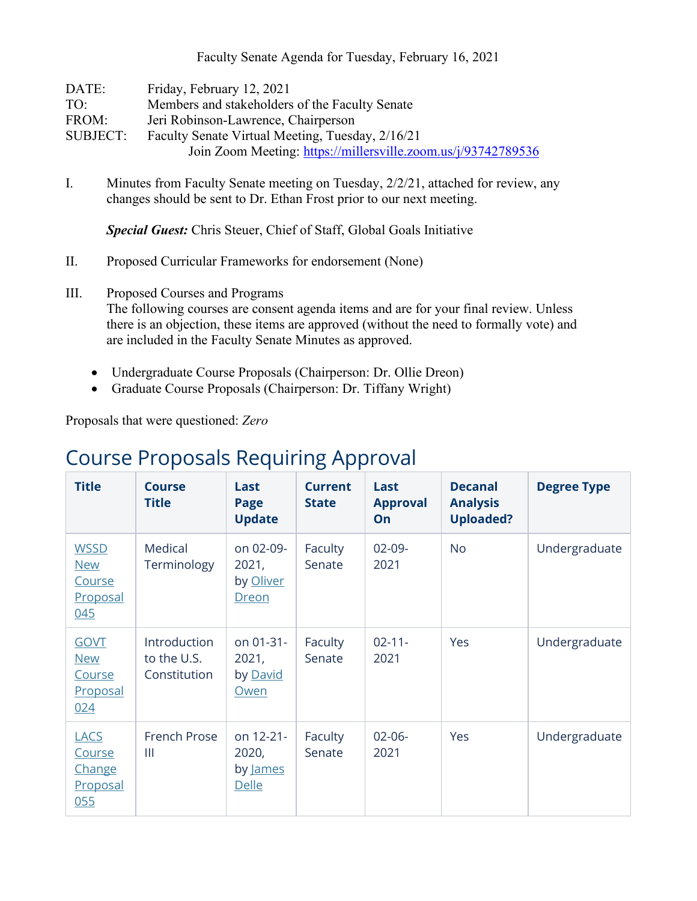Faculty Senate Agenda for Tuesday, February 16, 2021

DATE: Friday, February 12, 2021
TO: Members and stakeholders of the Faculty Senate
FROM: Jeri Robinson-Lawrence, Chairperson
SUBJECT: Faculty Senate Virtual Meeting, Tuesday, 2/16/21
Join Zoom Meeting: https://millersville.zoom.us/j/93742789536

I. Minutes from Faculty Senate meeting on Tuesday, 2/2/21, attached for review, any changes should be sent to Dr. Ethan Frost prior to our next meeting.

***Special Guest:*** Chris Steuer, Chief of Staff, Global Goals Initiative

II. Proposed Curricular Frameworks for endorsement (None)

III. Proposed Courses and Programs
The following courses are consent agenda items and are for your final review. Unless there is an objection, these items are approved (without the need to formally vote) and are included in the Faculty Senate Minutes as approved.

- Undergraduate Course Proposals (Chairperson: Dr. Ollie Dreon)
- Graduate Course Proposals (Chairperson: Dr. Tiffany Wright)

Proposals that were questioned: *Zero*

# Course Proposals Requiring Approval

| Title | Course Title | Last Page Update | Current State | Last Approval On | Decanal Analysis Uploaded? | Degree Type |
|---|---|---|---|---|---|---|
| WSSD New Course Proposal 045 | Medical Terminology | on 02-09-2021, by Oliver Dreon | Faculty Senate | 02-09-2021 | No | Undergraduate |
| GOVT New Course Proposal 024 | Introduction to the U.S. Constitution | on 01-31-2021, by David Owen | Faculty Senate | 02-11-2021 | Yes | Undergraduate |
| LACS Course Change Proposal 055 | French Prose III | on 12-21-2020, by James Delle | Faculty Senate | 02-06-2021 | Yes | Undergraduate |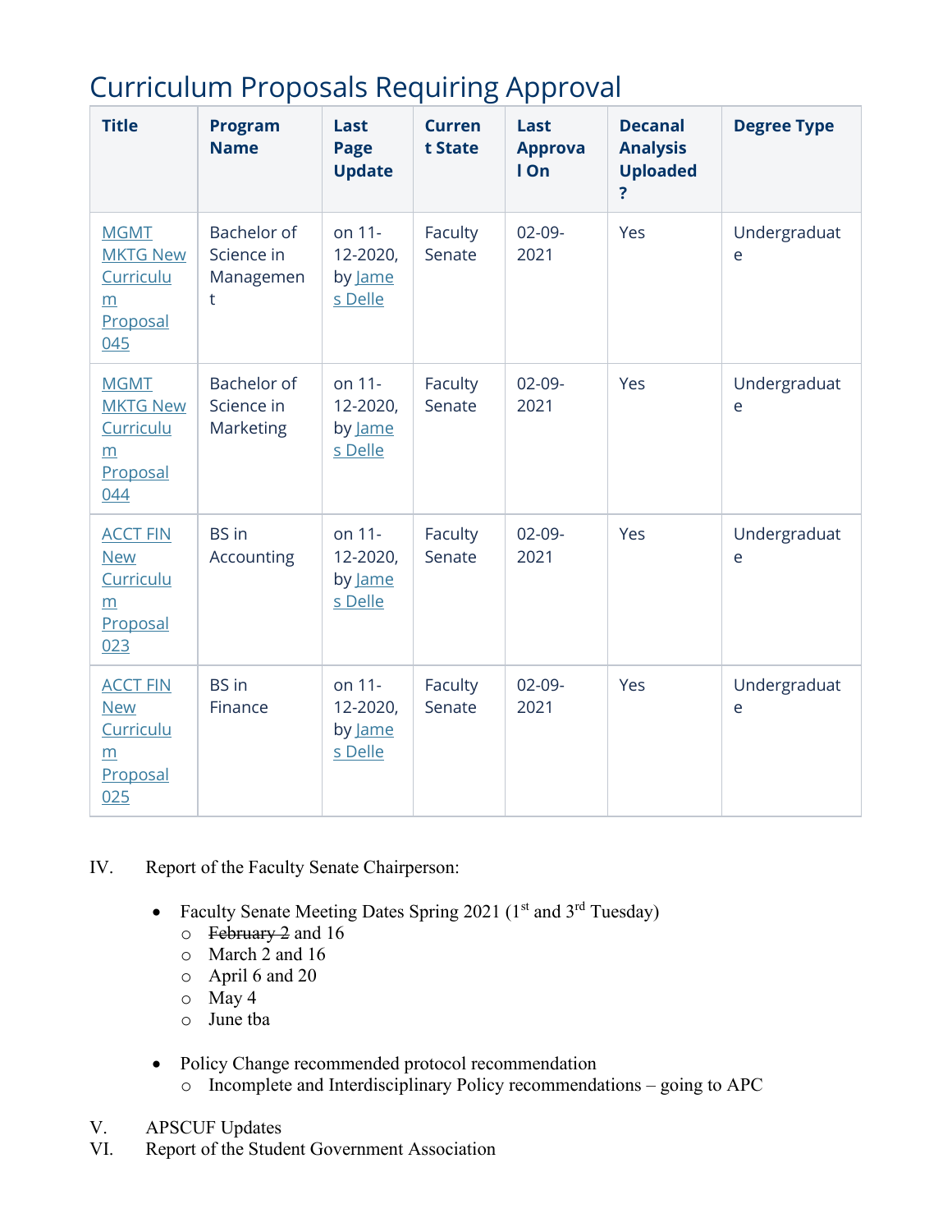## Curriculum Proposals Requiring Approval

| Title | Program Name | Last Page Update | Current State | Last Approval On | Decanal Analysis Uploaded? | Degree Type |
|---|---|---|---|---|---|---|
| MGMT MKTG New Curriculum Proposal 045 | Bachelor of Science in Management | on 11-12-2020, by James Delle | Faculty Senate | 02-09-2021 | Yes | Undergraduate |
| MGMT MKTG New Curriculum Proposal 044 | Bachelor of Science in Marketing | on 11-12-2020, by James Delle | Faculty Senate | 02-09-2021 | Yes | Undergraduate |
| ACCT FIN New Curriculum Proposal 023 | BS in Accounting | on 11-12-2020, by James Delle | Faculty Senate | 02-09-2021 | Yes | Undergraduate |
| ACCT FIN New Curriculum Proposal 025 | BS in Finance | on 11-12-2020, by James Delle | Faculty Senate | 02-09-2021 | Yes | Undergraduate |

IV. Report of the Faculty Senate Chairperson:

- Faculty Senate Meeting Dates Spring 2021 (1st and 3rd Tuesday)
  - ~~February 2~~ and 16
  - March 2 and 16
  - April 6 and 20
  - May 4
  - June tba

- Policy Change recommended protocol recommendation
  - Incomplete and Interdisciplinary Policy recommendations – going to APC

V. APSCUF Updates

VI. Report of the Student Government Association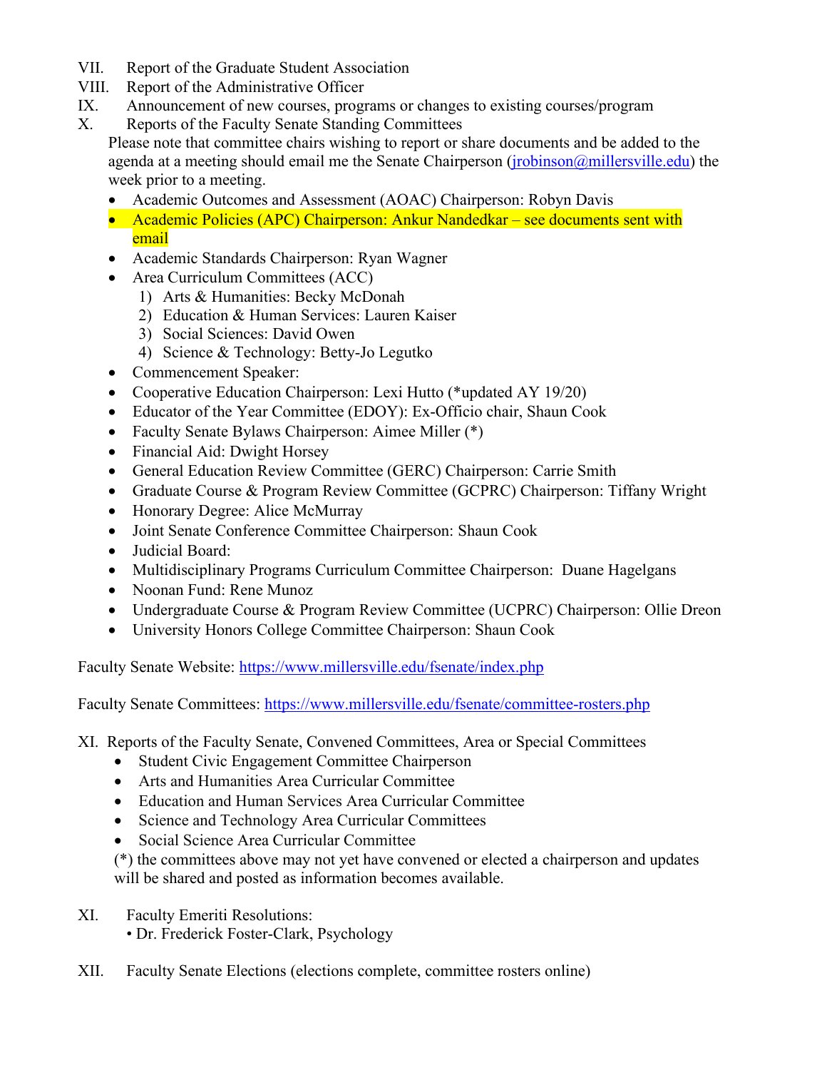VII. Report of the Graduate Student Association

VIII. Report of the Administrative Officer

IX. Announcement of new courses, programs or changes to existing courses/program

X. Reports of the Faculty Senate Standing Committees

Please note that committee chairs wishing to report or share documents and be added to the agenda at a meeting should email me the Senate Chairperson (jrobinson@millersville.edu) the week prior to a meeting.

- Academic Outcomes and Assessment (AOAC) Chairperson: Robyn Davis
- Academic Policies (APC) Chairperson: Ankur Nandedkar – see documents sent with email
- Academic Standards Chairperson: Ryan Wagner
- Area Curriculum Committees (ACC)
  1) Arts & Humanities: Becky McDonah
  2) Education & Human Services: Lauren Kaiser
  3) Social Sciences: David Owen
  4) Science & Technology: Betty-Jo Legutko
- Commencement Speaker:
- Cooperative Education Chairperson: Lexi Hutto (*updated AY 19/20)
- Educator of the Year Committee (EDOY): Ex-Officio chair, Shaun Cook
- Faculty Senate Bylaws Chairperson: Aimee Miller (*)
- Financial Aid: Dwight Horsey
- General Education Review Committee (GERC) Chairperson: Carrie Smith
- Graduate Course & Program Review Committee (GCPRC) Chairperson: Tiffany Wright
- Honorary Degree: Alice McMurray
- Joint Senate Conference Committee Chairperson: Shaun Cook
- Judicial Board:
- Multidisciplinary Programs Curriculum Committee Chairperson: Duane Hagelgans
- Noonan Fund: Rene Munoz
- Undergraduate Course & Program Review Committee (UCPRC) Chairperson: Ollie Dreon
- University Honors College Committee Chairperson: Shaun Cook

Faculty Senate Website: https://www.millersville.edu/fsenate/index.php

Faculty Senate Committees: https://www.millersville.edu/fsenate/committee-rosters.php

XI. Reports of the Faculty Senate, Convened Committees, Area or Special Committees

- Student Civic Engagement Committee Chairperson
- Arts and Humanities Area Curricular Committee
- Education and Human Services Area Curricular Committee
- Science and Technology Area Curricular Committees
- Social Science Area Curricular Committee

(*) the committees above may not yet have convened or elected a chairperson and updates will be shared and posted as information becomes available.

XI. Faculty Emeriti Resolutions:

• Dr. Frederick Foster-Clark, Psychology

XII. Faculty Senate Elections (elections complete, committee rosters online)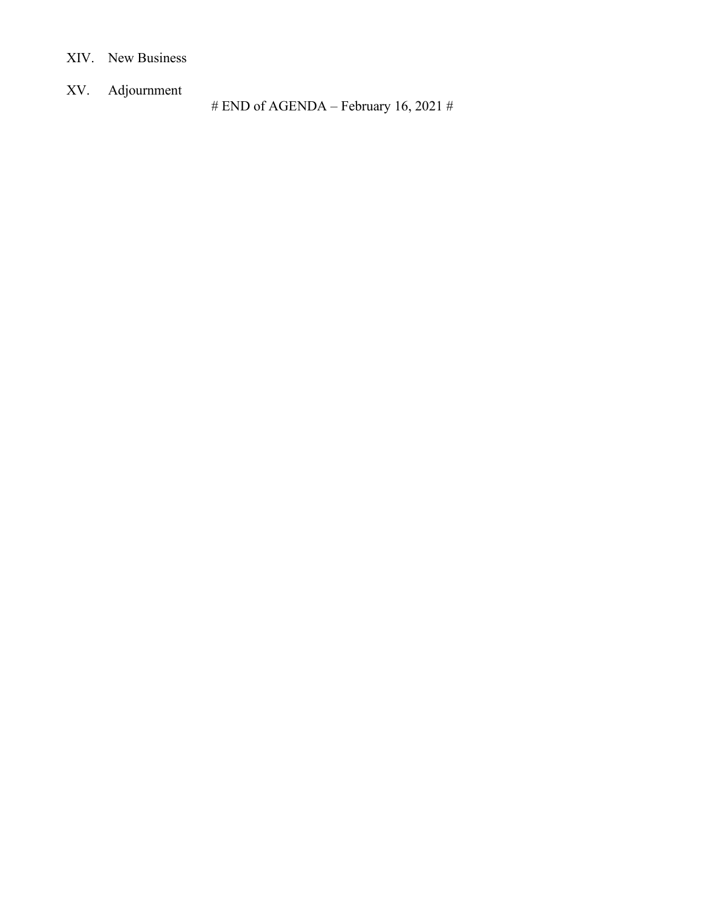XIV. New Business

XV. Adjournment

# END of AGENDA – February 16, 2021 #